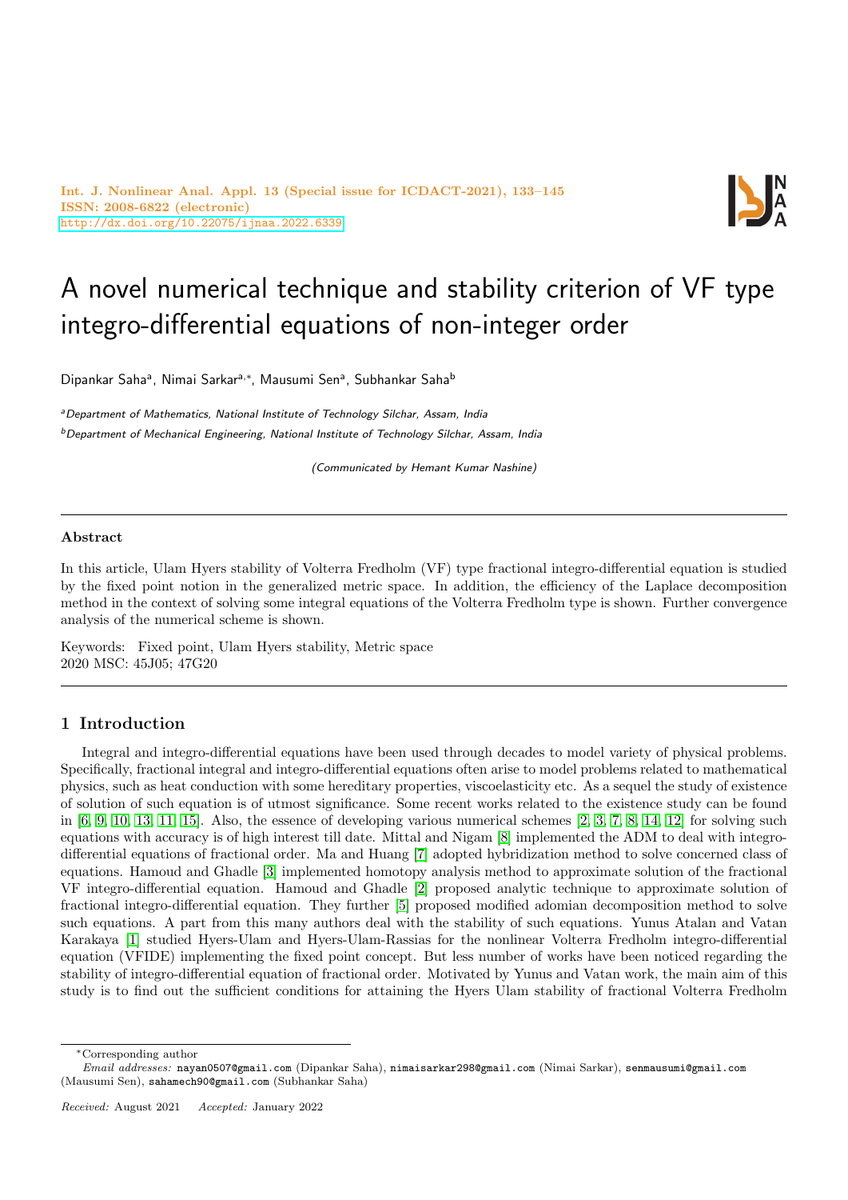Int. J. Nonlinear Anal. Appl. 13 (Special issue for ICDACT-2021), 133–145
ISSN: 2008-6822 (electronic)
http://dx.doi.org/10.22075/ijnaa.2022.6339

# A novel numerical technique and stability criterion of VF type integro-differential equations of non-integer order

Dipankar Saha[a], Nimai Sarkar[a,*], Mausumi Sen[a], Subhankar Saha[b]

[a]*Department of Mathematics, National Institute of Technology Silchar, Assam, India*

[b]*Department of Mechanical Engineering, National Institute of Technology Silchar, Assam, India*

*(Communicated by Hemant Kumar Nashine)*

---

### Abstract

In this article, Ulam Hyers stability of Volterra Fredholm (VF) type fractional integro-differential equation is studied by the fixed point notion in the generalized metric space. In addition, the efficiency of the Laplace decomposition method in the context of solving some integral equations of the Volterra Fredholm type is shown. Further convergence analysis of the numerical scheme is shown.

Keywords: Fixed point, Ulam Hyers stability, Metric space
2020 MSC: 45J05; 47G20

---

## 1 Introduction

Integral and integro-differential equations have been used through decades to model variety of physical problems. Specifically, fractional integral and integro-differential equations often arise to model problems related to mathematical physics, such as heat conduction with some hereditary properties, viscoelasticity etc. As a sequel the study of existence of solution of such equation is of utmost significance. Some recent works related to the existence study can be found in [6, 9, 10, 13, 11, 15]. Also, the essence of developing various numerical schemes [2, 3, 7, 8, 14, 12] for solving such equations with accuracy is of high interest till date. Mittal and Nigam [8] implemented the ADM to deal with integro-differential equations of fractional order. Ma and Huang [7] adopted hybridization method to solve concerned class of equations. Hamoud and Ghadle [3] implemented homotopy analysis method to approximate solution of the fractional VF integro-differential equation. Hamoud and Ghadle [2] proposed analytic technique to approximate solution of fractional integro-differential equation. They further [5] proposed modified adomian decomposition method to solve such equations. A part from this many authors deal with the stability of such equations. Yunus Atalan and Vatan Karakaya [1] studied Hyers-Ulam and Hyers-Ulam-Rassias for the nonlinear Volterra Fredholm integro-differential equation (VFIDE) implementing the fixed point concept. But less number of works have been noticed regarding the stability of integro-differential equation of fractional order. Motivated by Yunus and Vatan work, the main aim of this study is to find out the sufficient conditions for attaining the Hyers Ulam stability of fractional Volterra Fredholm

---

*Corresponding author

*Email addresses:* nayan0507@gmail.com (Dipankar Saha), nimaisarkar298@gmail.com (Nimai Sarkar), senmausumi@gmail.com (Mausumi Sen), sahamech90@gmail.com (Subhankar Saha)

*Received:* August 2021 *Accepted:* January 2022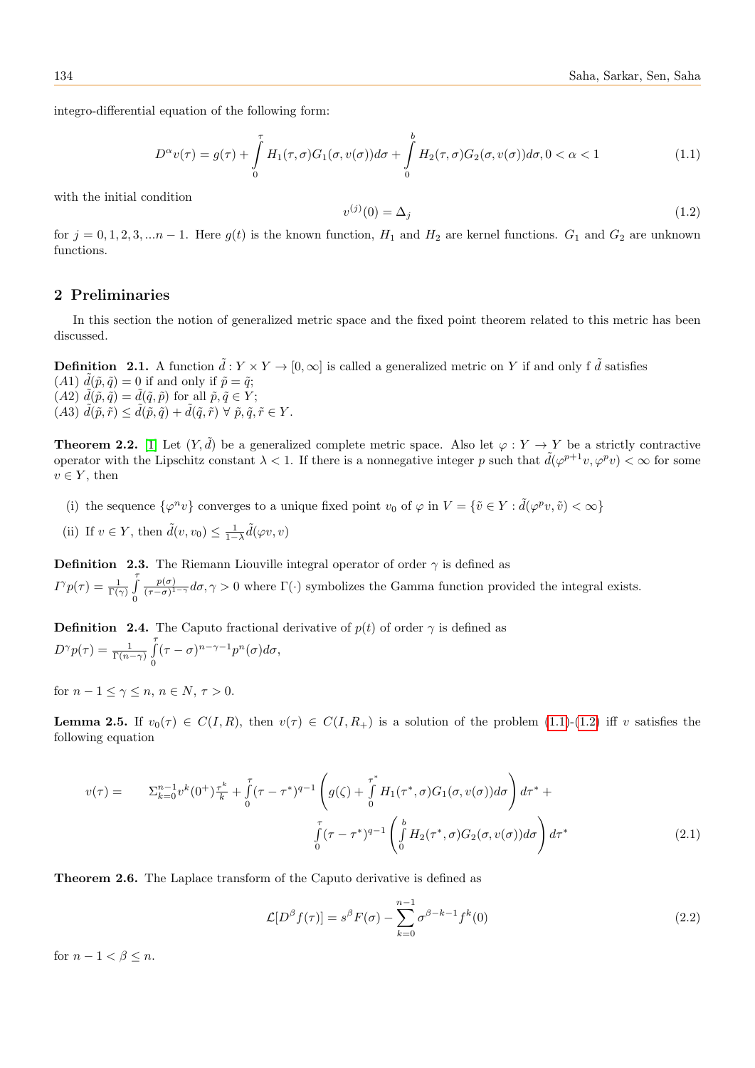integro-differential equation of the following form:

$$D^{\alpha}v(\tau) = g(\tau) + \int_{0}^{\tau} H_1(\tau,\sigma)G_1(\sigma, v(\sigma))d\sigma + \int_{0}^{b} H_2(\tau,\sigma)G_2(\sigma, v(\sigma))d\sigma, 0 < \alpha < 1 \tag{1.1}$$

with the initial condition

$$v^{(j)}(0) = \Delta_j \tag{1.2}$$

for $j = 0, 1, 2, 3, ...n-1$. Here $g(t)$ is the known function, $H_1$ and $H_2$ are kernel functions. $G_1$ and $G_2$ are unknown functions.

## 2 Preliminaries

In this section the notion of generalized metric space and the fixed point theorem related to this metric has been discussed.

**Definition 2.1.** A function $\tilde{d} : Y \times Y \to [0, \infty]$ is called a generalized metric on $Y$ if and only f $\tilde{d}$ satisfies
$(A1)$ $\tilde{d}(\tilde{p}, \tilde{q}) = 0$ if and only if $\tilde{p} = \tilde{q}$;
$(A2)$ $\tilde{d}(\tilde{p}, \tilde{q}) = \tilde{d}(\tilde{q}, \tilde{p})$ for all $\tilde{p}, \tilde{q} \in Y$;
$(A3)$ $\tilde{d}(\tilde{p}, \tilde{r}) \leq \tilde{d}(\tilde{p}, \tilde{q}) + \tilde{d}(\tilde{q}, \tilde{r})$ $\forall$ $\tilde{p}, \tilde{q}, \tilde{r} \in Y$.

**Theorem 2.2.** [1] Let $(Y, \tilde{d})$ be a generalized complete metric space. Also let $\varphi : Y \to Y$ be a strictly contractive operator with the Lipschitz constant $\lambda < 1$. If there is a nonnegative integer $p$ such that $\tilde{d}(\varphi^{p+1}v, \varphi^{p}v) < \infty$ for some $v \in Y$, then

(i) the sequence $\{\varphi^{n}v\}$ converges to a unique fixed point $v_0$ of $\varphi$ in $V = \{\tilde{v} \in Y : \tilde{d}(\varphi^{p}v, \tilde{v}) < \infty\}$

(ii) If $v \in Y$, then $\tilde{d}(v, v_0) \leq \frac{1}{1-\lambda}\tilde{d}(\varphi v, v)$

**Definition 2.3.** The Riemann Liouville integral operator of order $\gamma$ is defined as
$I^{\gamma}p(\tau) = \frac{1}{\Gamma(\gamma)}\int_{0}^{\tau} \frac{p(\sigma)}{(\tau-\sigma)^{1-\gamma}}d\sigma, \gamma > 0$ where $\Gamma(\cdot)$ symbolizes the Gamma function provided the integral exists.

**Definition 2.4.** The Caputo fractional derivative of $p(t)$ of order $\gamma$ is defined as
$D^{\gamma}p(\tau) = \frac{1}{\Gamma(n-\gamma)}\int_{0}^{\tau}(\tau-\sigma)^{n-\gamma-1}p^{n}(\sigma)d\sigma,$

for $n - 1 \leq \gamma \leq n$, $n \in N$, $\tau > 0$.

**Lemma 2.5.** If $v_0(\tau) \in C(I, R)$, then $v(\tau) \in C(I, R_+)$ is a solution of the problem (1.1)-(1.2) iff $v$ satisfies the following equation

$$v(\tau) = \Sigma_{k=0}^{n-1}v^{k}(0^{+})\frac{\tau^{k}}{k} + \int_{0}^{\tau}(\tau-\tau^{*})^{q-1}\left(g(\zeta) + \int_{0}^{\tau^{*}} H_1(\tau^{*},\sigma)G_1(\sigma, v(\sigma))d\sigma\right)d\tau^{*} + \int_{0}^{\tau}(\tau-\tau^{*})^{q-1}\left(\int_{0}^{b} H_2(\tau^{*},\sigma)G_2(\sigma, v(\sigma))d\sigma\right)d\tau^{*} \tag{2.1}$$

**Theorem 2.6.** The Laplace transform of the Caputo derivative is defined as

$$\mathcal{L}[D^{\beta}f(\tau)] = s^{\beta}F(\sigma) - \sum_{k=0}^{n-1}\sigma^{\beta-k-1}f^{k}(0) \tag{2.2}$$

for $n - 1 < \beta \leq n$.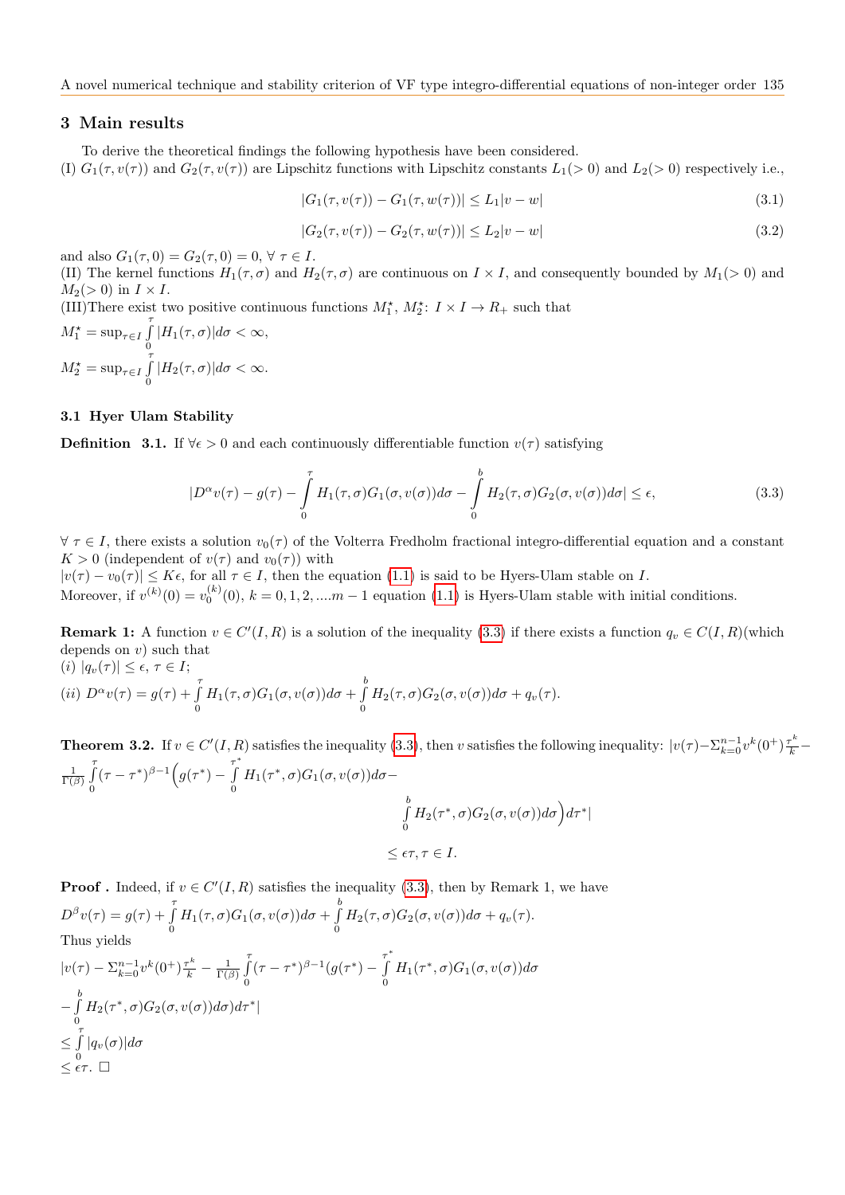## 3 Main results

To derive the theoretical findings the following hypothesis have been considered.

(I) $G_1(\tau, v(\tau))$ and $G_2(\tau, v(\tau))$ are Lipschitz functions with Lipschitz constants $L_1(>0)$ and $L_2(>0)$ respectively i.e.,

$$|G_1(\tau, v(\tau)) - G_1(\tau, w(\tau))| \leq L_1|v - w| \tag{3.1}$$

$$|G_2(\tau, v(\tau)) - G_2(\tau, w(\tau))| \leq L_2|v - w| \tag{3.2}$$

and also $G_1(\tau, 0) = G_2(\tau, 0) = 0$, $\forall\ \tau \in I$.

(II) The kernel functions $H_1(\tau, \sigma)$ and $H_2(\tau, \sigma)$ are continuous on $I \times I$, and consequently bounded by $M_1(>0)$ and $M_2(>0)$ in $I \times I$.

(III)There exist two positive continuous functions $M_1^\star$, $M_2^\star$: $I \times I \to R_+$ such that

$M_1^\star = \sup_{\tau \in I} \int_0^\tau |H_1(\tau, \sigma)| d\sigma < \infty$,

$M_2^\star = \sup_{\tau \in I} \int_0^\tau |H_2(\tau, \sigma)| d\sigma < \infty$.

### 3.1 Hyer Ulam Stability

**Definition 3.1.** If $\forall \epsilon > 0$ and each continuously differentiable function $v(\tau)$ satisfying

$$|D^\alpha v(\tau) - g(\tau) - \int_0^\tau H_1(\tau, \sigma) G_1(\sigma, v(\sigma)) d\sigma - \int_0^b H_2(\tau, \sigma) G_2(\sigma, v(\sigma)) d\sigma| \leq \epsilon, \tag{3.3}$$

$\forall\ \tau \in I$, there exists a solution $v_0(\tau)$ of the Volterra Fredholm fractional integro-differential equation and a constant $K > 0$ (independent of $v(\tau)$ and $v_0(\tau)$) with
$|v(\tau) - v_0(\tau)| \leq K\epsilon$, for all $\tau \in I$, then the equation (1.1) is said to be Hyers-Ulam stable on $I$.
Moreover, if $v^{(k)}(0) = v_0^{(k)}(0)$, $k = 0, 1, 2, ....m - 1$ equation (1.1) is Hyers-Ulam stable with initial conditions.

**Remark 1:** A function $v \in C'(I, R)$ is a solution of the inequality (3.3) if there exists a function $q_v \in C(I, R)$(which depends on $v$) such that
(*i*) $|q_v(\tau)| \leq \epsilon$, $\tau \in I$;
(*ii*) $D^\alpha v(\tau) = g(\tau) + \int_0^\tau H_1(\tau, \sigma) G_1(\sigma, v(\sigma)) d\sigma + \int_0^b H_2(\tau, \sigma) G_2(\sigma, v(\sigma)) d\sigma + q_v(\tau)$.

**Theorem 3.2.** If $v \in C'(I, R)$ satisfies the inequality (3.3), then $v$ satisfies the following inequality: $|v(\tau) - \Sigma_{k=0}^{n-1} v^k(0^+) \frac{\tau^k}{k} - \frac{1}{\Gamma(\beta)} \int_0^\tau (\tau - \tau^*)^{\beta - 1} \Big(g(\tau^*) - \int_0^{\tau^*} H_1(\tau^*, \sigma) G_1(\sigma, v(\sigma)) d\sigma - \int_0^b H_2(\tau^*, \sigma) G_2(\sigma, v(\sigma)) d\sigma\Big) d\tau^*|$

$\leq \epsilon\tau, \tau \in I.$

**Proof .** Indeed, if $v \in C'(I, R)$ satisfies the inequality (3.3), then by Remark 1, we have
$D^\beta v(\tau) = g(\tau) + \int_0^\tau H_1(\tau, \sigma) G_1(\sigma, v(\sigma)) d\sigma + \int_0^b H_2(\tau, \sigma) G_2(\sigma, v(\sigma)) d\sigma + q_v(\tau)$.
Thus yields
$|v(\tau) - \Sigma_{k=0}^{n-1} v^k(0^+) \frac{\tau^k}{k} - \frac{1}{\Gamma(\beta)} \int_0^\tau (\tau - \tau^*)^{\beta - 1} (g(\tau^*) - \int_0^{\tau^*} H_1(\tau^*, \sigma) G_1(\sigma, v(\sigma)) d\sigma$
$- \int_0^b H_2(\tau^*, \sigma) G_2(\sigma, v(\sigma)) d\sigma) d\tau^*|$
$\leq \int_0^\tau |q_v(\sigma)| d\sigma$
$\leq \epsilon\tau.$ $\square$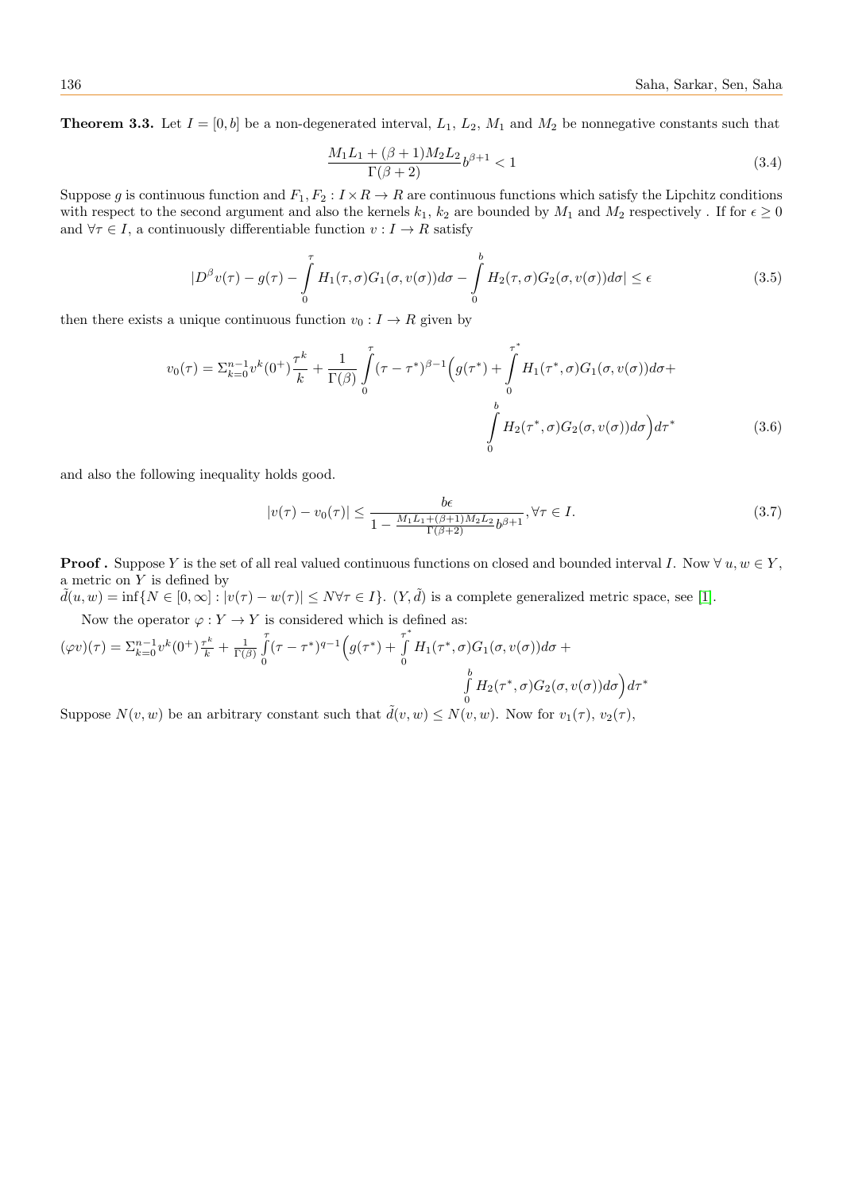**Theorem 3.3.** Let $I = [0, b]$ be a non-degenerated interval, $L_1$, $L_2$, $M_1$ and $M_2$ be nonnegative constants such that

$$\frac{M_1 L_1 + (\beta+1) M_2 L_2}{\Gamma(\beta+2)} b^{\beta+1} < 1 \tag{3.4}$$

Suppose $g$ is continuous function and $F_1, F_2 : I \times R \to R$ are continuous functions which satisfy the Lipchitz conditions with respect to the second argument and also the kernels $k_1$, $k_2$ are bounded by $M_1$ and $M_2$ respectively . If for $\epsilon \geq 0$ and $\forall \tau \in I$, a continuously differentiable function $v : I \to R$ satisfy

$$|D^{\beta} v(\tau) - g(\tau) - \int_0^{\tau} H_1(\tau, \sigma) G_1(\sigma, v(\sigma)) d\sigma - \int_0^{b} H_2(\tau, \sigma) G_2(\sigma, v(\sigma)) d\sigma| \leq \epsilon \tag{3.5}$$

then there exists a unique continuous function $v_0 : I \to R$ given by

$$v_0(\tau) = \Sigma_{k=0}^{n-1} v^k(0^+) \frac{\tau^k}{k} + \frac{1}{\Gamma(\beta)} \int_0^{\tau} (\tau - \tau^*)^{\beta-1} \Big( g(\tau^*) + \int_0^{\tau^*} H_1(\tau^*, \sigma) G_1(\sigma, v(\sigma)) d\sigma + \int_0^{b} H_2(\tau^*, \sigma) G_2(\sigma, v(\sigma)) d\sigma \Big) d\tau^* \tag{3.6}$$

and also the following inequality holds good.

$$|v(\tau) - v_0(\tau)| \leq \frac{b\epsilon}{1 - \frac{M_1 L_1 + (\beta+1) M_2 L_2}{\Gamma(\beta+2)} b^{\beta+1}}, \forall \tau \in I. \tag{3.7}$$

**Proof .** Suppose $Y$ is the set of all real valued continuous functions on closed and bounded interval $I$. Now $\forall\, u, w \in Y$, a metric on $Y$ is defined by
$\tilde{d}(u, w) = \inf\{N \in [0, \infty] : |v(\tau) - w(\tau)| \leq N \forall \tau \in I\}$. $(Y, \tilde{d})$ is a complete generalized metric space, see [1].

Now the operator $\varphi : Y \to Y$ is considered which is defined as:

$$(\varphi v)(\tau) = \Sigma_{k=0}^{n-1} v^k(0^+) \frac{\tau^k}{k} + \frac{1}{\Gamma(\beta)} \int_0^{\tau} (\tau - \tau^*)^{q-1} \Big( g(\tau^*) + \int_0^{\tau^*} H_1(\tau^*, \sigma) G_1(\sigma, v(\sigma)) d\sigma + \int_0^{b} H_2(\tau^*, \sigma) G_2(\sigma, v(\sigma)) d\sigma \Big) d\tau^*$$

Suppose $N(v, w)$ be an arbitrary constant such that $\tilde{d}(v, w) \leq N(v, w)$. Now for $v_1(\tau)$, $v_2(\tau)$,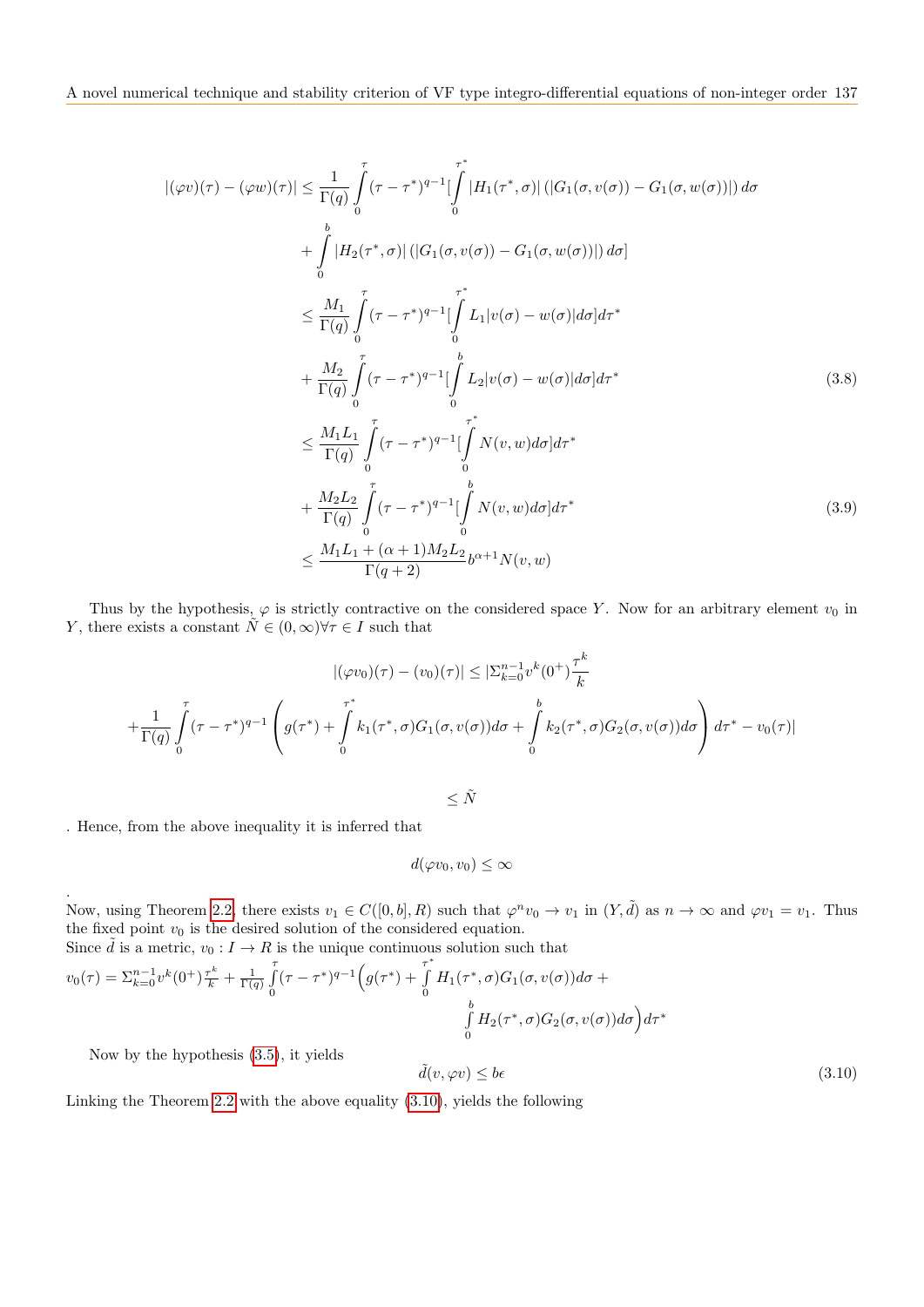$$
\begin{aligned}
|(\varphi v)(\tau)-(\varphi w)(\tau)| &\leq \frac{1}{\Gamma(q)}\int_0^{\tau}(\tau-\tau^*)^{q-1}[\int_0^{\tau^*}|H_1(\tau^*,\sigma)|\left(|G_1(\sigma,v(\sigma))-G_1(\sigma,w(\sigma))|\right)d\sigma \\
&+\int_0^{b}|H_2(\tau^*,\sigma)|\left(|G_1(\sigma,v(\sigma))-G_1(\sigma,w(\sigma))|\right)d\sigma] \\
&\leq \frac{M_1}{\Gamma(q)}\int_0^{\tau}(\tau-\tau^*)^{q-1}[\int_0^{\tau^*}L_1|v(\sigma)-w(\sigma)|d\sigma]d\tau^* \\
&+\frac{M_2}{\Gamma(q)}\int_0^{\tau}(\tau-\tau^*)^{q-1}[\int_0^{b}L_2|v(\sigma)-w(\sigma)|d\sigma]d\tau^* \qquad (3.8)\\
&\leq \frac{M_1L_1}{\Gamma(q)}\int_0^{\tau}(\tau-\tau^*)^{q-1}[\int_0^{\tau^*}N(v,w)d\sigma]d\tau^* \\
&+\frac{M_2L_2}{\Gamma(q)}\int_0^{\tau}(\tau-\tau^*)^{q-1}[\int_0^{b}N(v,w)d\sigma]d\tau^* \qquad (3.9)\\
&\leq \frac{M_1L_1+(\alpha+1)M_2L_2}{\Gamma(q+2)}b^{\alpha+1}N(v,w)
\end{aligned}
$$

Thus by the hypothesis, $\varphi$ is strictly contractive on the considered space $Y$. Now for an arbitrary element $v_0$ in $Y$, there exists a constant $\tilde{N}\in(0,\infty)\forall\tau\in I$ such that

$$
|(\varphi v_0)(\tau)-(v_0)(\tau)|\leq|\Sigma_{k=0}^{n-1}v^k(0^+)\frac{\tau^k}{k}
$$

$$
+\frac{1}{\Gamma(q)}\int_0^{\tau}(\tau-\tau^*)^{q-1}\left(g(\tau^*)+\int_0^{\tau^*}k_1(\tau^*,\sigma)G_1(\sigma,v(\sigma))d\sigma+\int_0^{b}k_2(\tau^*,\sigma)G_2(\sigma,v(\sigma))d\sigma\right)d\tau^*-v_0(\tau)|
$$

$$
\leq\tilde{N}
$$

. Hence, from the above inequality it is inferred that

$$
d(\varphi v_0,v_0)\leq\infty
$$

.
Now, using Theorem 2.2, there exists $v_1\in C([0,b],R)$ such that $\varphi^n v_0\to v_1$ in $(Y,\tilde{d})$ as $n\to\infty$ and $\varphi v_1=v_1$. Thus the fixed point $v_0$ is the desired solution of the considered equation.
Since $\tilde{d}$ is a metric, $v_0: I\to R$ is the unique continuous solution such that

$$
v_0(\tau)=\Sigma_{k=0}^{n-1}v^k(0^+)\frac{\tau^k}{k}+\frac{1}{\Gamma(q)}\int_0^{\tau}(\tau-\tau^*)^{q-1}\Big(g(\tau^*)+\int_0^{\tau^*}H_1(\tau^*,\sigma)G_1(\sigma,v(\sigma))d\sigma+\int_0^{b}H_2(\tau^*,\sigma)G_2(\sigma,v(\sigma))d\sigma\Big)d\tau^*
$$

Now by the hypothesis (3.5), it yields

$$
\tilde{d}(v,\varphi v)\leq b\epsilon \qquad (3.10)
$$

Linking the Theorem 2.2 with the above equality (3.10), yields the following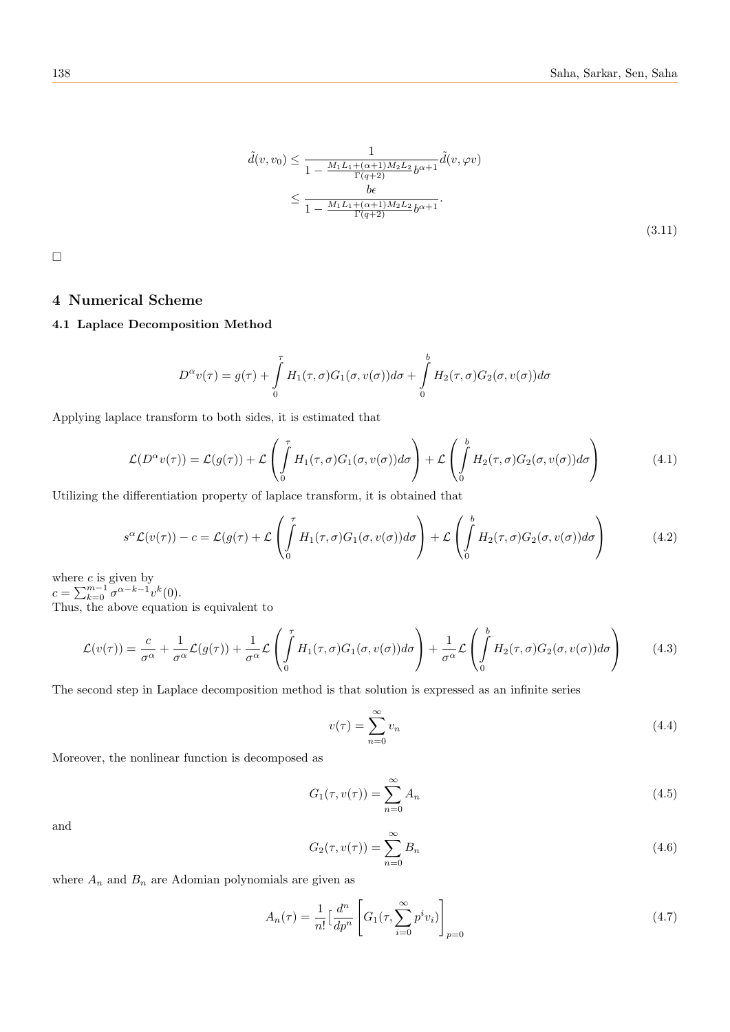$$
\begin{aligned}
\tilde{d}(v, v_0) &\leq \frac{1}{1 - \frac{M_1 L_1 + (\alpha+1) M_2 L_2}{\Gamma(q+2)} b^{\alpha+1}} \tilde{d}(v, \varphi v) \\
&\leq \frac{b\epsilon}{1 - \frac{M_1 L_1 + (\alpha+1) M_2 L_2}{\Gamma(q+2)} b^{\alpha+1}}.
\end{aligned}
\tag{3.11}
$$

□

## 4 Numerical Scheme

### 4.1 Laplace Decomposition Method

$$
D^{\alpha} v(\tau) = g(\tau) + \int_0^{\tau} H_1(\tau, \sigma) G_1(\sigma, v(\sigma)) d\sigma + \int_0^{b} H_2(\tau, \sigma) G_2(\sigma, v(\sigma)) d\sigma
$$

Applying laplace transform to both sides, it is estimated that

$$
\mathcal{L}(D^{\alpha} v(\tau)) = \mathcal{L}(g(\tau)) + \mathcal{L}\left(\int_0^{\tau} H_1(\tau, \sigma) G_1(\sigma, v(\sigma)) d\sigma\right) + \mathcal{L}\left(\int_0^{b} H_2(\tau, \sigma) G_2(\sigma, v(\sigma)) d\sigma\right) \tag{4.1}
$$

Utilizing the differentiation property of laplace transform, it is obtained that

$$
s^{\alpha} \mathcal{L}(v(\tau)) - c = \mathcal{L}(g(\tau) + \mathcal{L}\left(\int_0^{\tau} H_1(\tau, \sigma) G_1(\sigma, v(\sigma)) d\sigma\right) + \mathcal{L}\left(\int_0^{b} H_2(\tau, \sigma) G_2(\sigma, v(\sigma)) d\sigma\right) \tag{4.2}
$$

where $c$ is given by
$c = \sum_{k=0}^{m-1} \sigma^{\alpha-k-1} v^k(0)$.
Thus, the above equation is equivalent to

$$
\mathcal{L}(v(\tau)) = \frac{c}{\sigma^{\alpha}} + \frac{1}{\sigma^{\alpha}} \mathcal{L}(g(\tau)) + \frac{1}{\sigma^{\alpha}} \mathcal{L}\left(\int_0^{\tau} H_1(\tau, \sigma) G_1(\sigma, v(\sigma)) d\sigma\right) + \frac{1}{\sigma^{\alpha}} \mathcal{L}\left(\int_0^{b} H_2(\tau, \sigma) G_2(\sigma, v(\sigma)) d\sigma\right) \tag{4.3}
$$

The second step in Laplace decomposition method is that solution is expressed as an infinite series

$$
v(\tau) = \sum_{n=0}^{\infty} v_n \tag{4.4}
$$

Moreover, the nonlinear function is decomposed as

$$
G_1(\tau, v(\tau)) = \sum_{n=0}^{\infty} A_n \tag{4.5}
$$

and

$$
G_2(\tau, v(\tau)) = \sum_{n=0}^{\infty} B_n \tag{4.6}
$$

where $A_n$ and $B_n$ are Adomian polynomials are given as

$$
A_n(\tau) = \frac{1}{n!} \Big[ \frac{d^n}{dp^n} \left[ G_1(\tau, \sum_{i=0}^{\infty} p^i v_i) \right]_{p=0} \tag{4.7}
$$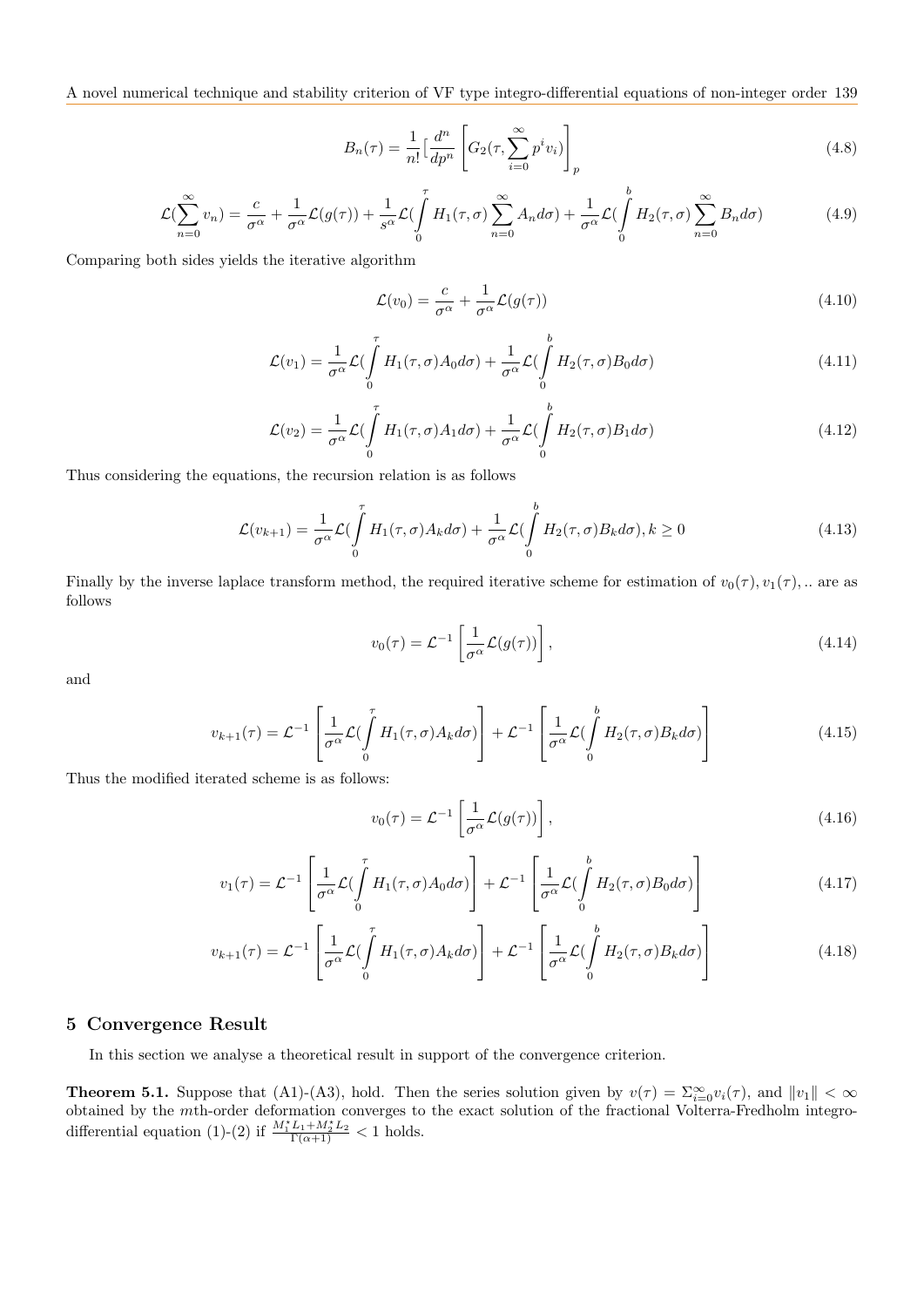$$B_n(\tau) = \frac{1}{n!}\Big[\frac{d^n}{dp^n}\left[G_2(\tau, \sum_{i=0}^{\infty} p^i v_i)\right]_p \tag{4.8}$$

$$\mathcal{L}(\sum_{n=0}^{\infty} v_n) = \frac{c}{\sigma^\alpha} + \frac{1}{\sigma^\alpha}\mathcal{L}(g(\tau)) + \frac{1}{s^\alpha}\mathcal{L}(\int_0^\tau H_1(\tau,\sigma)\sum_{n=0}^{\infty} A_n d\sigma) + \frac{1}{\sigma^\alpha}\mathcal{L}(\int_0^b H_2(\tau,\sigma)\sum_{n=0}^{\infty} B_n d\sigma) \tag{4.9}$$

Comparing both sides yields the iterative algorithm

$$\mathcal{L}(v_0) = \frac{c}{\sigma^\alpha} + \frac{1}{\sigma^\alpha}\mathcal{L}(g(\tau)) \tag{4.10}$$

$$\mathcal{L}(v_1) = \frac{1}{\sigma^\alpha}\mathcal{L}(\int_0^\tau H_1(\tau,\sigma)A_0 d\sigma) + \frac{1}{\sigma^\alpha}\mathcal{L}(\int_0^b H_2(\tau,\sigma)B_0 d\sigma) \tag{4.11}$$

$$\mathcal{L}(v_2) = \frac{1}{\sigma^\alpha}\mathcal{L}(\int_0^\tau H_1(\tau,\sigma)A_1 d\sigma) + \frac{1}{\sigma^\alpha}\mathcal{L}(\int_0^b H_2(\tau,\sigma)B_1 d\sigma) \tag{4.12}$$

Thus considering the equations, the recursion relation is as follows

$$\mathcal{L}(v_{k+1}) = \frac{1}{\sigma^\alpha}\mathcal{L}(\int_0^\tau H_1(\tau,\sigma)A_k d\sigma) + \frac{1}{\sigma^\alpha}\mathcal{L}(\int_0^b H_2(\tau,\sigma)B_k d\sigma), k \geq 0 \tag{4.13}$$

Finally by the inverse laplace transform method, the required iterative scheme for estimation of $v_0(\tau), v_1(\tau), ..$ are as follows

$$v_0(\tau) = \mathcal{L}^{-1}\left[\frac{1}{\sigma^\alpha}\mathcal{L}(g(\tau))\right], \tag{4.14}$$

and

$$v_{k+1}(\tau) = \mathcal{L}^{-1}\left[\frac{1}{\sigma^\alpha}\mathcal{L}(\int_0^\tau H_1(\tau,\sigma)A_k d\sigma)\right] + \mathcal{L}^{-1}\left[\frac{1}{\sigma^\alpha}\mathcal{L}(\int_0^b H_2(\tau,\sigma)B_k d\sigma)\right] \tag{4.15}$$

Thus the modified iterated scheme is as follows:

$$v_0(\tau) = \mathcal{L}^{-1}\left[\frac{1}{\sigma^\alpha}\mathcal{L}(g(\tau))\right], \tag{4.16}$$

$$v_1(\tau) = \mathcal{L}^{-1}\left[\frac{1}{\sigma^\alpha}\mathcal{L}(\int_0^\tau H_1(\tau,\sigma)A_0 d\sigma)\right] + \mathcal{L}^{-1}\left[\frac{1}{\sigma^\alpha}\mathcal{L}(\int_0^b H_2(\tau,\sigma)B_0 d\sigma)\right] \tag{4.17}$$

$$v_{k+1}(\tau) = \mathcal{L}^{-1}\left[\frac{1}{\sigma^\alpha}\mathcal{L}(\int_0^\tau H_1(\tau,\sigma)A_k d\sigma)\right] + \mathcal{L}^{-1}\left[\frac{1}{\sigma^\alpha}\mathcal{L}(\int_0^b H_2(\tau,\sigma)B_k d\sigma)\right] \tag{4.18}$$

## 5 Convergence Result

In this section we analyse a theoretical result in support of the convergence criterion.

**Theorem 5.1.** Suppose that (A1)-(A3), hold. Then the series solution given by $v(\tau) = \Sigma_{i=0}^{\infty} v_i(\tau)$, and $\|v_1\| < \infty$ obtained by the $m$th-order deformation converges to the exact solution of the fractional Volterra-Fredholm integro-differential equation (1)-(2) if $\frac{M_1^* L_1 + M_2^* L_2}{\Gamma(\alpha+1)} < 1$ holds.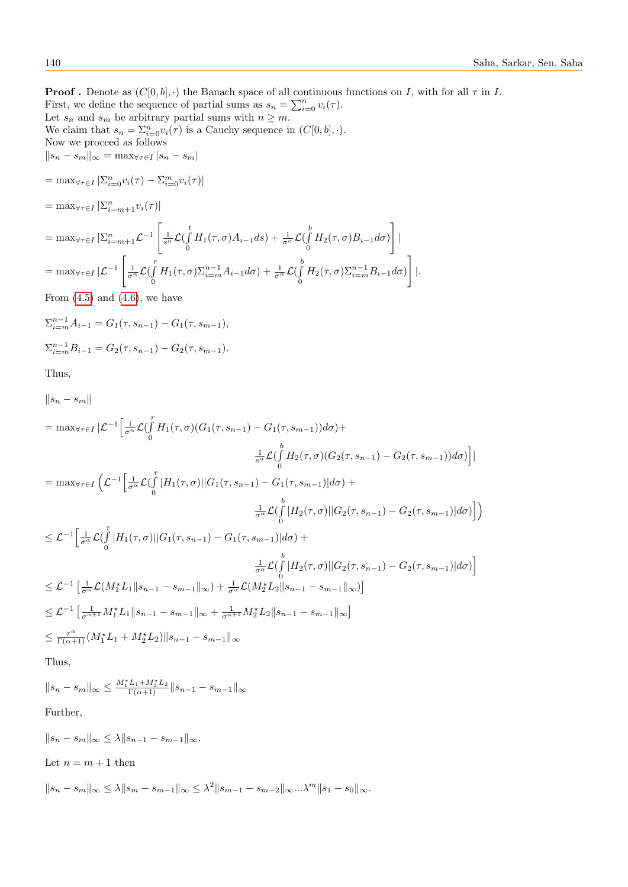**Proof .** Denote as $(C[0,b],\cdot)$ the Banach space of all continuous functions on $I$, with for all $\tau$ in $I$.
First, we define the sequence of partial sums as $s_n = \sum_{i=0}^{n} v_i(\tau)$.
Let $s_n$ and $s_m$ be arbitrary partial sums with $n \geq m$.
We claim that $s_n = \Sigma_{i=0}^{n} v_i(\tau)$ is a Cauchy sequence in $(C[0,b],\cdot)$.
Now we proceed as follows

$$\|s_n - s_m\|_\infty = \max_{\forall \tau \in I} |s_n - s_m|$$

$$= \max_{\forall \tau \in I} |\Sigma_{i=0}^{n} v_i(\tau) - \Sigma_{i=0}^{m} v_i(\tau)|$$

$$= \max_{\forall \tau \in I} |\Sigma_{i=m+1}^{n} v_i(\tau)|$$

$$= \max_{\forall \tau \in I} |\Sigma_{i=m+1}^{n} \mathcal{L}^{-1}\left[\frac{1}{s^\alpha}\mathcal{L}(\int_0^t H_1(\tau,\sigma)A_{i-1}ds) + \frac{1}{\sigma^\alpha}\mathcal{L}(\int_0^b H_2(\tau,\sigma)B_{i-1}d\sigma)\right]|$$

$$= \max_{\forall \tau \in I} |\mathcal{L}^{-1}\left[\frac{1}{\sigma^\alpha}\mathcal{L}(\int_0^\tau H_1(\tau,\sigma)\Sigma_{i=m}^{n-1} A_{i-1}d\sigma) + \frac{1}{\sigma^\alpha}\mathcal{L}(\int_0^b H_2(\tau,\sigma)\Sigma_{i=m}^{n-1} B_{i-1}d\sigma)\right]|.$$

From (4.5) and (4.6), we have

$$\Sigma_{i=m}^{n-1} A_{i-1} = G_1(\tau, s_{n-1}) - G_1(\tau, s_{m-1}),$$

$$\Sigma_{i=m}^{n-1} B_{i-1} = G_2(\tau, s_{n-1}) - G_2(\tau, s_{m-1}).$$

Thus,

$$\|s_n - s_m\|$$

$$= \max_{\forall \tau \in I} |\mathcal{L}^{-1}\Big[\frac{1}{\sigma^\alpha}\mathcal{L}(\int_0^\tau H_1(\tau,\sigma)(G_1(\tau,s_{n-1}) - G_1(\tau,s_{m-1}))d\sigma) + \frac{1}{s^\alpha}\mathcal{L}(\int_0^b H_2(\tau,\sigma)(G_2(\tau,s_{n-1}) - G_2(\tau,s_{m-1}))d\sigma)\Big]|$$

$$= \max_{\forall \tau \in I} \Big(\mathcal{L}^{-1}\Big[\frac{1}{\sigma^\alpha}\mathcal{L}(\int_0^\tau |H_1(\tau,\sigma)||G_1(\tau,s_{n-1}) - G_1(\tau,s_{m-1})|d\sigma) + \frac{1}{\sigma^\alpha}\mathcal{L}(\int_0^b |H_2(\tau,\sigma)||G_2(\tau,s_{n-1}) - G_2(\tau,s_{m-1})|d\sigma)\Big]\Big)$$

$$\leq \mathcal{L}^{-1}\Big[\frac{1}{\sigma^\alpha}\mathcal{L}(\int_0^\tau |H_1(\tau,\sigma)||G_1(\tau,s_{n-1}) - G_1(\tau,s_{m-1})|d\sigma) + \frac{1}{\sigma^\alpha}\mathcal{L}(\int_0^b |H_2(\tau,\sigma)||G_2(\tau,s_{n-1}) - G_2(\tau,s_{m-1})|d\sigma)\Big]$$

$$\leq \mathcal{L}^{-1}\left[\frac{1}{\sigma^\alpha}\mathcal{L}(M_1^\star L_1\|s_{n-1} - s_{m-1}\|_\infty) + \frac{1}{\sigma^\alpha}\mathcal{L}(M_2^\star L_2\|s_{n-1} - s_{m-1}\|_\infty)\right]$$

$$\leq \mathcal{L}^{-1}\left[\frac{1}{\sigma^{\alpha+1}}M_1^\star L_1\|s_{n-1} - s_{m-1}\|_\infty + \frac{1}{\sigma^{\alpha+1}}M_2^\star L_2\|s_{n-1} - s_{m-1}\|_\infty\right]$$

$$\leq \frac{\tau^\alpha}{\Gamma(\alpha+1)}(M_1^\star L_1 + M_2^\star L_2)\|s_{n-1} - s_{m-1}\|_\infty$$

Thus,

$$\|s_n - s_m\|_\infty \leq \frac{M_1^\star L_1 + M_2^\star L_2}{\Gamma(\alpha+1)}\|s_{n-1} - s_{m-1}\|_\infty$$

Further,

$$\|s_n - s_m\|_\infty \leq \lambda\|s_{n-1} - s_{m-1}\|_\infty.$$

Let $n = m+1$ then

$$\|s_n - s_m\|_\infty \leq \lambda\|s_m - s_{m-1}\|_\infty \leq \lambda^2\|s_{m-1} - s_{m-2}\|_\infty \ldots \lambda^m\|s_1 - s_0\|_\infty.$$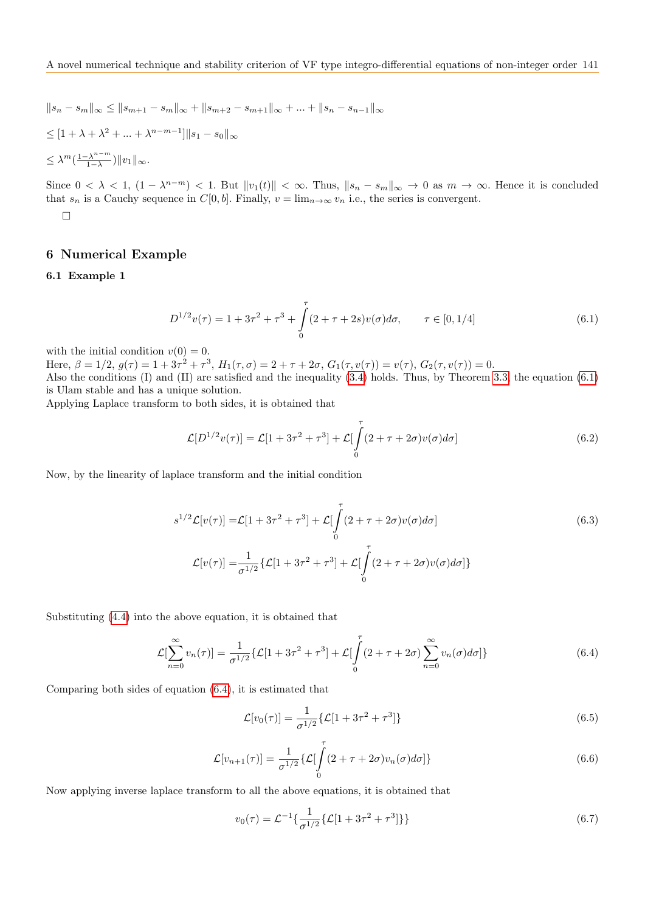$$\|s_n - s_m\|_\infty \le \|s_{m+1} - s_m\|_\infty + \|s_{m+2} - s_{m+1}\|_\infty + ... + \|s_n - s_{n-1}\|_\infty$$

$$\le [1 + \lambda + \lambda^2 + ... + \lambda^{n-m-1}]\|s_1 - s_0\|_\infty$$

$$\le \lambda^m (\tfrac{1-\lambda^{n-m}}{1-\lambda})\|v_1\|_\infty.$$

Since $0 < \lambda < 1$, $(1 - \lambda^{n-m}) < 1$. But $\|v_1(t)\| < \infty$. Thus, $\|s_n - s_m\|_\infty \to 0$ as $m \to \infty$. Hence it is concluded that $s_n$ is a Cauchy sequence in $C[0, b]$. Finally, $v = \lim_{n\to\infty} v_n$ i.e., the series is convergent.

□

## 6 Numerical Example

### 6.1 Example 1

$$D^{1/2}v(\tau) = 1 + 3\tau^2 + \tau^3 + \int_0^\tau (2 + \tau + 2s)v(\sigma)d\sigma, \qquad \tau \in [0, 1/4] \tag{6.1}$$

with the initial condition $v(0) = 0$.

Here, $\beta = 1/2$, $g(\tau) = 1 + 3\tau^2 + \tau^3$, $H_1(\tau, \sigma) = 2 + \tau + 2\sigma$, $G_1(\tau, v(\tau)) = v(\tau)$, $G_2(\tau, v(\tau)) = 0$.

Also the conditions (I) and (II) are satisfied and the inequality (3.4) holds. Thus, by Theorem 3.3, the equation (6.1) is Ulam stable and has a unique solution.

Applying Laplace transform to both sides, it is obtained that

$$\mathcal{L}[D^{1/2}v(\tau)] = \mathcal{L}[1 + 3\tau^2 + \tau^3] + \mathcal{L}[\int_0^\tau (2 + \tau + 2\sigma)v(\sigma)d\sigma] \tag{6.2}$$

Now, by the linearity of laplace transform and the initial condition

$$s^{1/2}\mathcal{L}[v(\tau)] = \mathcal{L}[1 + 3\tau^2 + \tau^3] + \mathcal{L}[\int_0^\tau (2 + \tau + 2\sigma)v(\sigma)d\sigma] \tag{6.3}$$

$$\mathcal{L}[v(\tau)] = \frac{1}{\sigma^{1/2}}\{\mathcal{L}[1 + 3\tau^2 + \tau^3] + \mathcal{L}[\int_0^\tau (2 + \tau + 2\sigma)v(\sigma)d\sigma]\}$$

Substituting (4.4) into the above equation, it is obtained that

$$\mathcal{L}[\sum_{n=0}^{\infty} v_n(\tau)] = \frac{1}{\sigma^{1/2}}\{\mathcal{L}[1 + 3\tau^2 + \tau^3] + \mathcal{L}[\int_0^\tau (2 + \tau + 2\sigma)\sum_{n=0}^{\infty} v_n(\sigma)d\sigma]\} \tag{6.4}$$

Comparing both sides of equation (6.4), it is estimated that

$$\mathcal{L}[v_0(\tau)] = \frac{1}{\sigma^{1/2}}\{\mathcal{L}[1 + 3\tau^2 + \tau^3]\} \tag{6.5}$$

$$\mathcal{L}[v_{n+1}(\tau)] = \frac{1}{\sigma^{1/2}}\{\mathcal{L}[\int_0^\tau (2 + \tau + 2\sigma)v_n(\sigma)d\sigma]\} \tag{6.6}$$

Now applying inverse laplace transform to all the above equations, it is obtained that

$$v_0(\tau) = \mathcal{L}^{-1}\{\frac{1}{\sigma^{1/2}}\{\mathcal{L}[1 + 3\tau^2 + \tau^3]\}\} \tag{6.7}$$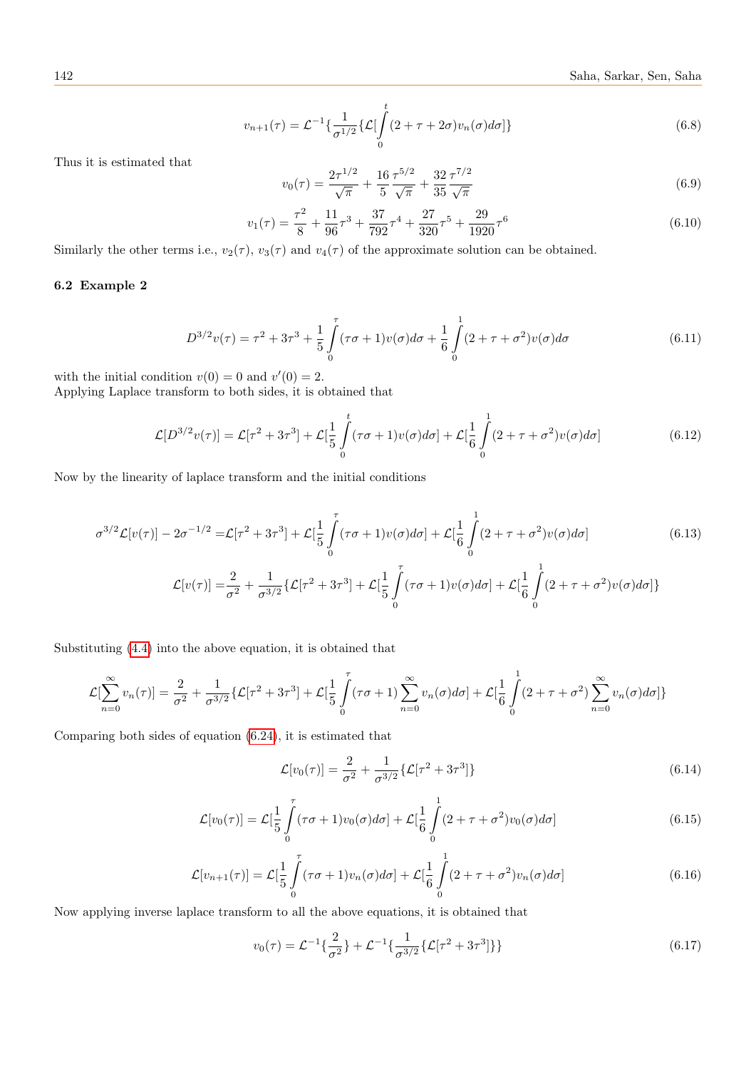$$v_{n+1}(\tau) = \mathcal{L}^{-1}\{\frac{1}{\sigma^{1/2}}\{\mathcal{L}[\int_0^t (2+\tau+2\sigma)v_n(\sigma)d\sigma]\} \tag{6.8}$$

Thus it is estimated that

$$v_0(\tau) = \frac{2\tau^{1/2}}{\sqrt{\pi}} + \frac{16}{5}\frac{\tau^{5/2}}{\sqrt{\pi}} + \frac{32}{35}\frac{\tau^{7/2}}{\sqrt{\pi}} \tag{6.9}$$

$$v_1(\tau) = \frac{\tau^2}{8} + \frac{11}{96}\tau^3 + \frac{37}{792}\tau^4 + \frac{27}{320}\tau^5 + \frac{29}{1920}\tau^6 \tag{6.10}$$

Similarly the other terms i.e., $v_2(\tau)$, $v_3(\tau)$ and $v_4(\tau)$ of the approximate solution can be obtained.

### 6.2 Example 2

$$D^{3/2}v(\tau) = \tau^2 + 3\tau^3 + \frac{1}{5}\int_0^\tau (\tau\sigma+1)v(\sigma)d\sigma + \frac{1}{6}\int_0^1 (2+\tau+\sigma^2)v(\sigma)d\sigma \tag{6.11}$$

with the initial condition $v(0) = 0$ and $v'(0) = 2$.
Applying Laplace transform to both sides, it is obtained that

$$\mathcal{L}[D^{3/2}v(\tau)] = \mathcal{L}[\tau^2+3\tau^3] + \mathcal{L}[\frac{1}{5}\int_0^t (\tau\sigma+1)v(\sigma)d\sigma] + \mathcal{L}[\frac{1}{6}\int_0^1 (2+\tau+\sigma^2)v(\sigma)d\sigma] \tag{6.12}$$

Now by the linearity of laplace transform and the initial conditions

$$\sigma^{3/2}\mathcal{L}[v(\tau)] - 2\sigma^{-1/2} = \mathcal{L}[\tau^2+3\tau^3] + \mathcal{L}[\frac{1}{5}\int_0^\tau (\tau\sigma+1)v(\sigma)d\sigma] + \mathcal{L}[\frac{1}{6}\int_0^1 (2+\tau+\sigma^2)v(\sigma)d\sigma] \tag{6.13}$$

$$\mathcal{L}[v(\tau)] = \frac{2}{\sigma^2} + \frac{1}{\sigma^{3/2}}\{\mathcal{L}[\tau^2+3\tau^3] + \mathcal{L}[\frac{1}{5}\int_0^\tau (\tau\sigma+1)v(\sigma)d\sigma] + \mathcal{L}[\frac{1}{6}\int_0^1 (2+\tau+\sigma^2)v(\sigma)d\sigma]\}$$

Substituting (4.4) into the above equation, it is obtained that

$$\mathcal{L}[\sum_{n=0}^\infty v_n(\tau)] = \frac{2}{\sigma^2} + \frac{1}{\sigma^{3/2}}\{\mathcal{L}[\tau^2+3\tau^3] + \mathcal{L}[\frac{1}{5}\int_0^\tau (\tau\sigma+1)\sum_{n=0}^\infty v_n(\sigma)d\sigma] + \mathcal{L}[\frac{1}{6}\int_0^1 (2+\tau+\sigma^2)\sum_{n=0}^\infty v_n(\sigma)d\sigma]\}$$

Comparing both sides of equation (6.24), it is estimated that

$$\mathcal{L}[v_0(\tau)] = \frac{2}{\sigma^2} + \frac{1}{\sigma^{3/2}}\{\mathcal{L}[\tau^2+3\tau^3]\} \tag{6.14}$$

$$\mathcal{L}[v_0(\tau)] = \mathcal{L}[\frac{1}{5}\int_0^\tau (\tau\sigma+1)v_0(\sigma)d\sigma] + \mathcal{L}[\frac{1}{6}\int_0^1 (2+\tau+\sigma^2)v_0(\sigma)d\sigma] \tag{6.15}$$

$$\mathcal{L}[v_{n+1}(\tau)] = \mathcal{L}[\frac{1}{5}\int_0^\tau (\tau\sigma+1)v_n(\sigma)d\sigma] + \mathcal{L}[\frac{1}{6}\int_0^1 (2+\tau+\sigma^2)v_n(\sigma)d\sigma] \tag{6.16}$$

Now applying inverse laplace transform to all the above equations, it is obtained that

$$v_0(\tau) = \mathcal{L}^{-1}\{\frac{2}{\sigma^2}\} + \mathcal{L}^{-1}\{\frac{1}{\sigma^{3/2}}\{\mathcal{L}[\tau^2+3\tau^3]\}\} \tag{6.17}$$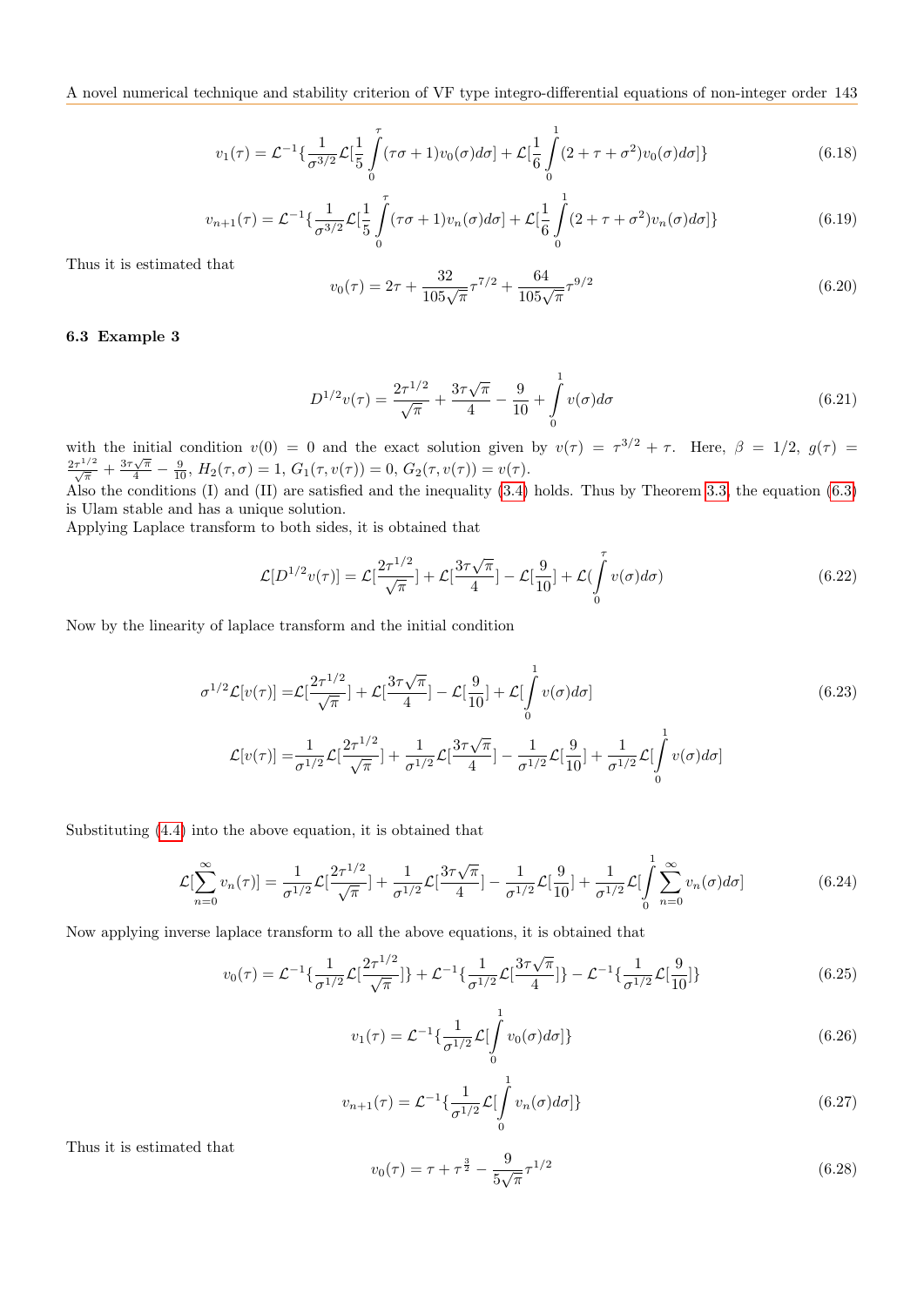$$v_1(\tau) = \mathcal{L}^{-1}\{\frac{1}{\sigma^{3/2}}\mathcal{L}[\frac{1}{5}\int_0^{\tau}(\tau\sigma+1)v_0(\sigma)d\sigma] + \mathcal{L}[\frac{1}{6}\int_0^{1}(2+\tau+\sigma^2)v_0(\sigma)d\sigma]\} \tag{6.18}$$

$$v_{n+1}(\tau) = \mathcal{L}^{-1}\{\frac{1}{\sigma^{3/2}}\mathcal{L}[\frac{1}{5}\int_0^{\tau}(\tau\sigma+1)v_n(\sigma)d\sigma] + \mathcal{L}[\frac{1}{6}\int_0^{1}(2+\tau+\sigma^2)v_n(\sigma)d\sigma]\} \tag{6.19}$$

Thus it is estimated that

$$v_0(\tau) = 2\tau + \frac{32}{105\sqrt{\pi}}\tau^{7/2} + \frac{64}{105\sqrt{\pi}}\tau^{9/2} \tag{6.20}$$

### 6.3 Example 3

$$D^{1/2}v(\tau) = \frac{2\tau^{1/2}}{\sqrt{\pi}} + \frac{3\tau\sqrt{\pi}}{4} - \frac{9}{10} + \int_0^{1} v(\sigma)d\sigma \tag{6.21}$$

with the initial condition $v(0) = 0$ and the exact solution given by $v(\tau) = \tau^{3/2} + \tau$. Here, $\beta = 1/2$, $g(\tau) = \frac{2\tau^{1/2}}{\sqrt{\pi}} + \frac{3\tau\sqrt{\pi}}{4} - \frac{9}{10}$, $H_2(\tau,\sigma) = 1$, $G_1(\tau, v(\tau)) = 0$, $G_2(\tau, v(\tau)) = v(\tau)$.
Also the conditions (I) and (II) are satisfied and the inequality (3.4) holds. Thus by Theorem 3.3, the equation (6.3) is Ulam stable and has a unique solution.
Applying Laplace transform to both sides, it is obtained that

$$\mathcal{L}[D^{1/2}v(\tau)] = \mathcal{L}[\frac{2\tau^{1/2}}{\sqrt{\pi}}] + \mathcal{L}[\frac{3\tau\sqrt{\pi}}{4}] - \mathcal{L}[\frac{9}{10}] + \mathcal{L}(\int_0^{\tau} v(\sigma)d\sigma) \tag{6.22}$$

Now by the linearity of laplace transform and the initial condition

$$\begin{aligned}
\sigma^{1/2}\mathcal{L}[v(\tau)] &= \mathcal{L}[\frac{2\tau^{1/2}}{\sqrt{\pi}}] + \mathcal{L}[\frac{3\tau\sqrt{\pi}}{4}] - \mathcal{L}[\frac{9}{10}] + \mathcal{L}[\int_0^{1} v(\sigma)d\sigma] \\
\mathcal{L}[v(\tau)] &= \frac{1}{\sigma^{1/2}}\mathcal{L}[\frac{2\tau^{1/2}}{\sqrt{\pi}}] + \frac{1}{\sigma^{1/2}}\mathcal{L}[\frac{3\tau\sqrt{\pi}}{4}] - \frac{1}{\sigma^{1/2}}\mathcal{L}[\frac{9}{10}] + \frac{1}{\sigma^{1/2}}\mathcal{L}[\int_0^{1} v(\sigma)d\sigma]
\end{aligned} \tag{6.23}$$

Substituting (4.4) into the above equation, it is obtained that

$$\mathcal{L}[\sum_{n=0}^{\infty} v_n(\tau)] = \frac{1}{\sigma^{1/2}}\mathcal{L}[\frac{2\tau^{1/2}}{\sqrt{\pi}}] + \frac{1}{\sigma^{1/2}}\mathcal{L}[\frac{3\tau\sqrt{\pi}}{4}] - \frac{1}{\sigma^{1/2}}\mathcal{L}[\frac{9}{10}] + \frac{1}{\sigma^{1/2}}\mathcal{L}[\int_0^{1}\sum_{n=0}^{\infty} v_n(\sigma)d\sigma] \tag{6.24}$$

Now applying inverse laplace transform to all the above equations, it is obtained that

$$v_0(\tau) = \mathcal{L}^{-1}\{\frac{1}{\sigma^{1/2}}\mathcal{L}[\frac{2\tau^{1/2}}{\sqrt{\pi}}]\} + \mathcal{L}^{-1}\{\frac{1}{\sigma^{1/2}}\mathcal{L}[\frac{3\tau\sqrt{\pi}}{4}]\} - \mathcal{L}^{-1}\{\frac{1}{\sigma^{1/2}}\mathcal{L}[\frac{9}{10}]\} \tag{6.25}$$

$$v_1(\tau) = \mathcal{L}^{-1}\{\frac{1}{\sigma^{1/2}}\mathcal{L}[\int_0^{1} v_0(\sigma)d\sigma]\} \tag{6.26}$$

$$v_{n+1}(\tau) = \mathcal{L}^{-1}\{\frac{1}{\sigma^{1/2}}\mathcal{L}[\int_0^{1} v_n(\sigma)d\sigma]\} \tag{6.27}$$

Thus it is estimated that

$$v_0(\tau) = \tau + \tau^{\frac{3}{2}} - \frac{9}{5\sqrt{\pi}}\tau^{1/2} \tag{6.28}$$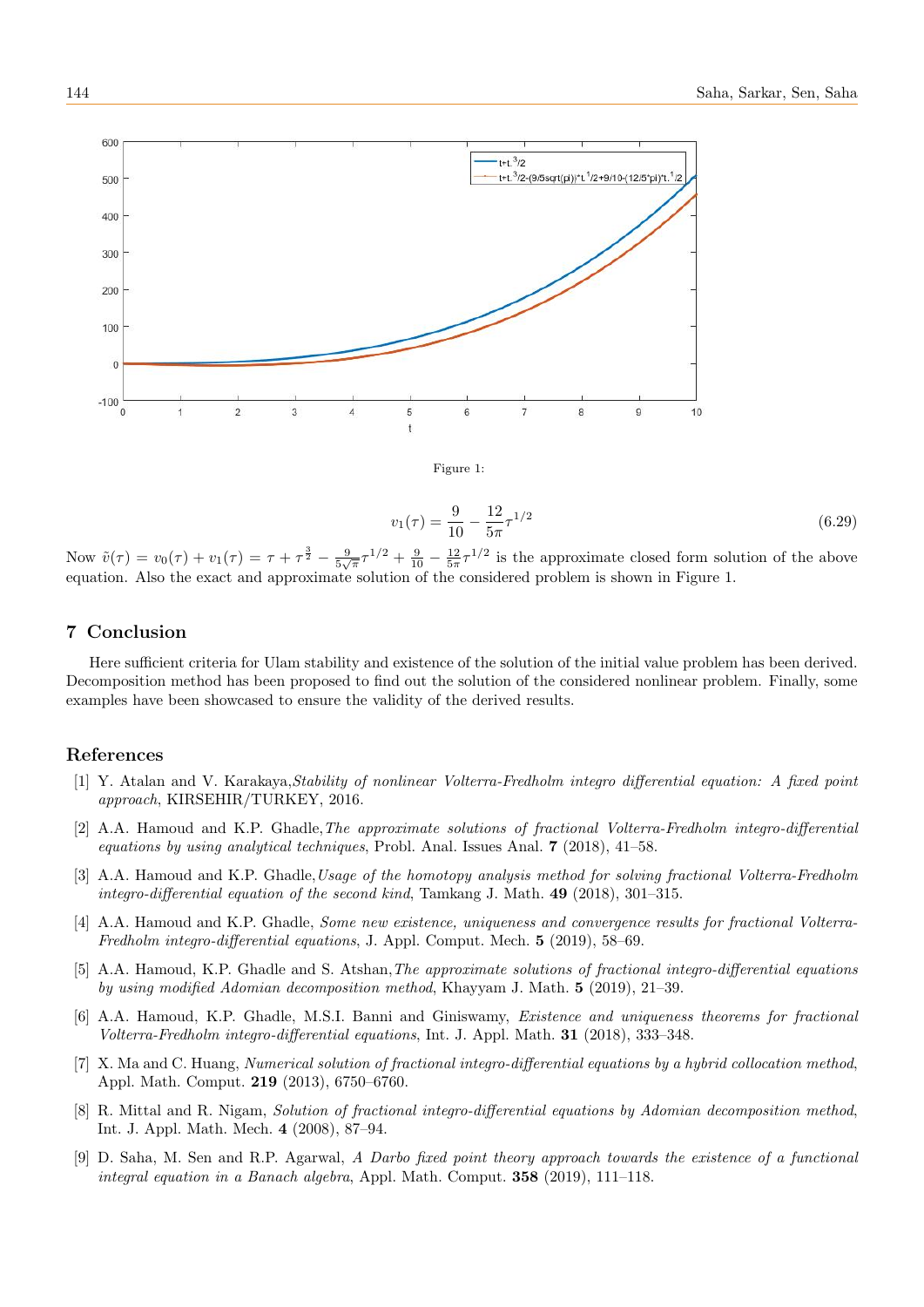600
500
400
300
200
100
0
-100
0 1 2 3 4 5 6 7 8 9 10
t

t+t.^3/2
t+t.^3/2-(9/5sqrt(pi))*t.^1/2+9/10-(12/5*pi)*t.^1/2

Figure 1:

$$v_1(\tau) = \frac{9}{10} - \frac{12}{5\pi}\tau^{1/2} \tag{6.29}$$

Now $\tilde{v}(\tau) = v_0(\tau) + v_1(\tau) = \tau + \tau^{\frac{3}{2}} - \frac{9}{5\sqrt{\pi}}\tau^{1/2} + \frac{9}{10} - \frac{12}{5\pi}\tau^{1/2}$ is the approximate closed form solution of the above equation. Also the exact and approximate solution of the considered problem is shown in Figure 1.

## 7 Conclusion

Here sufficient criteria for Ulam stability and existence of the solution of the initial value problem has been derived. Decomposition method has been proposed to find out the solution of the considered nonlinear problem. Finally, some examples have been showcased to ensure the validity of the derived results.

## References

[1] Y. Atalan and V. Karakaya, *Stability of nonlinear Volterra-Fredholm integro differential equation: A fixed point approach*, KIRSEHIR/TURKEY, 2016.

[2] A.A. Hamoud and K.P. Ghadle, *The approximate solutions of fractional Volterra-Fredholm integro-differential equations by using analytical techniques*, Probl. Anal. Issues Anal. **7** (2018), 41–58.

[3] A.A. Hamoud and K.P. Ghadle, *Usage of the homotopy analysis method for solving fractional Volterra-Fredholm integro-differential equation of the second kind*, Tamkang J. Math. **49** (2018), 301–315.

[4] A.A. Hamoud and K.P. Ghadle, *Some new existence, uniqueness and convergence results for fractional Volterra-Fredholm integro-differential equations*, J. Appl. Comput. Mech. **5** (2019), 58–69.

[5] A.A. Hamoud, K.P. Ghadle and S. Atshan, *The approximate solutions of fractional integro-differential equations by using modified Adomian decomposition method*, Khayyam J. Math. **5** (2019), 21–39.

[6] A.A. Hamoud, K.P. Ghadle, M.S.I. Banni and Giniswamy, *Existence and uniqueness theorems for fractional Volterra-Fredholm integro-differential equations*, Int. J. Appl. Math. **31** (2018), 333–348.

[7] X. Ma and C. Huang, *Numerical solution of fractional integro-differential equations by a hybrid collocation method*, Appl. Math. Comput. **219** (2013), 6750–6760.

[8] R. Mittal and R. Nigam, *Solution of fractional integro-differential equations by Adomian decomposition method*, Int. J. Appl. Math. Mech. **4** (2008), 87–94.

[9] D. Saha, M. Sen and R.P. Agarwal, *A Darbo fixed point theory approach towards the existence of a functional integral equation in a Banach algebra*, Appl. Math. Comput. **358** (2019), 111–118.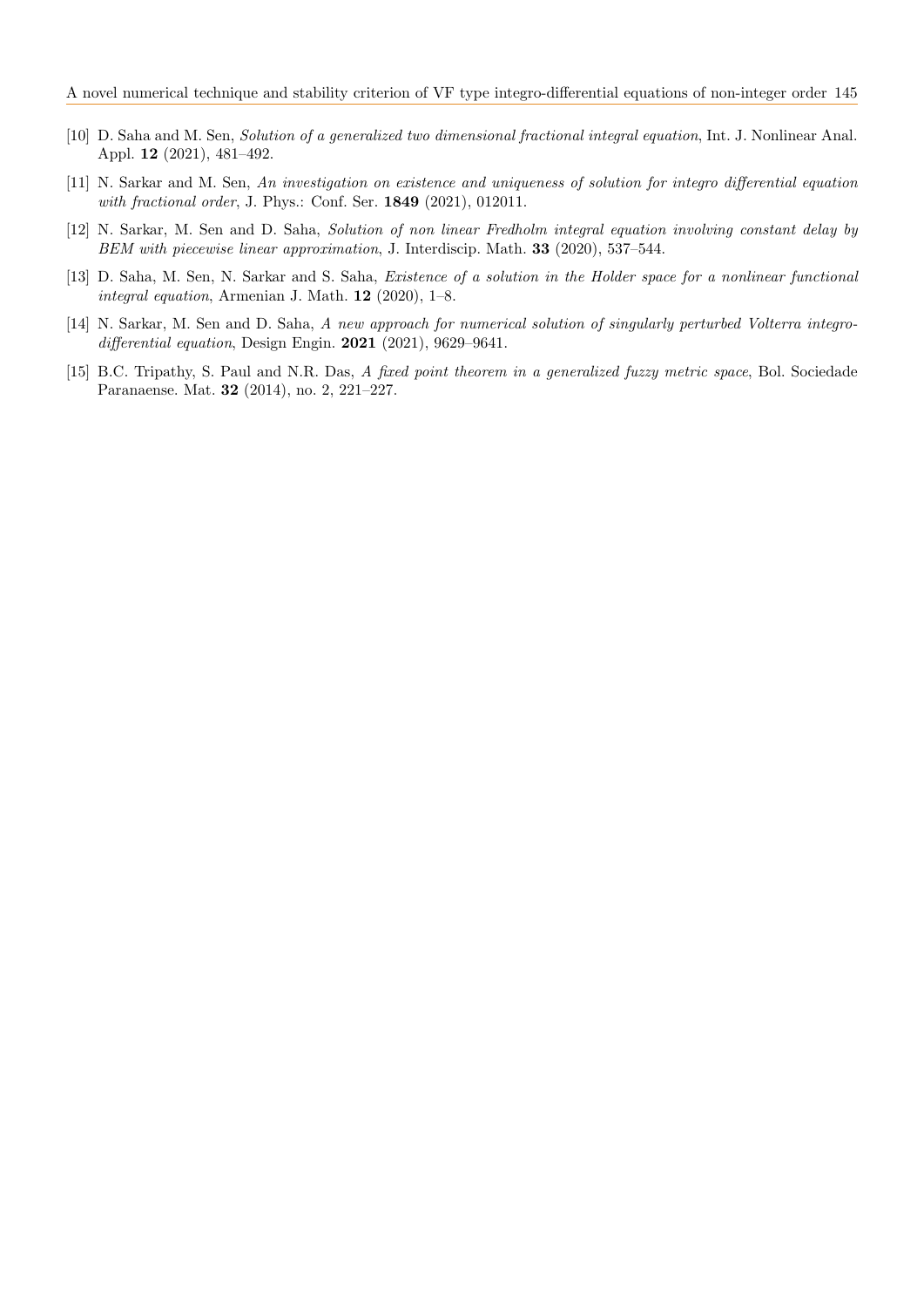[10] D. Saha and M. Sen, *Solution of a generalized two dimensional fractional integral equation*, Int. J. Nonlinear Anal. Appl. **12** (2021), 481–492.

[11] N. Sarkar and M. Sen, *An investigation on existence and uniqueness of solution for integro differential equation with fractional order*, J. Phys.: Conf. Ser. **1849** (2021), 012011.

[12] N. Sarkar, M. Sen and D. Saha, *Solution of non linear Fredholm integral equation involving constant delay by BEM with piecewise linear approximation*, J. Interdiscip. Math. **33** (2020), 537–544.

[13] D. Saha, M. Sen, N. Sarkar and S. Saha, *Existence of a solution in the Holder space for a nonlinear functional integral equation*, Armenian J. Math. **12** (2020), 1–8.

[14] N. Sarkar, M. Sen and D. Saha, *A new approach for numerical solution of singularly perturbed Volterra integro-differential equation*, Design Engin. **2021** (2021), 9629–9641.

[15] B.C. Tripathy, S. Paul and N.R. Das, *A fixed point theorem in a generalized fuzzy metric space*, Bol. Sociedade Paranaense. Mat. **32** (2014), no. 2, 221–227.